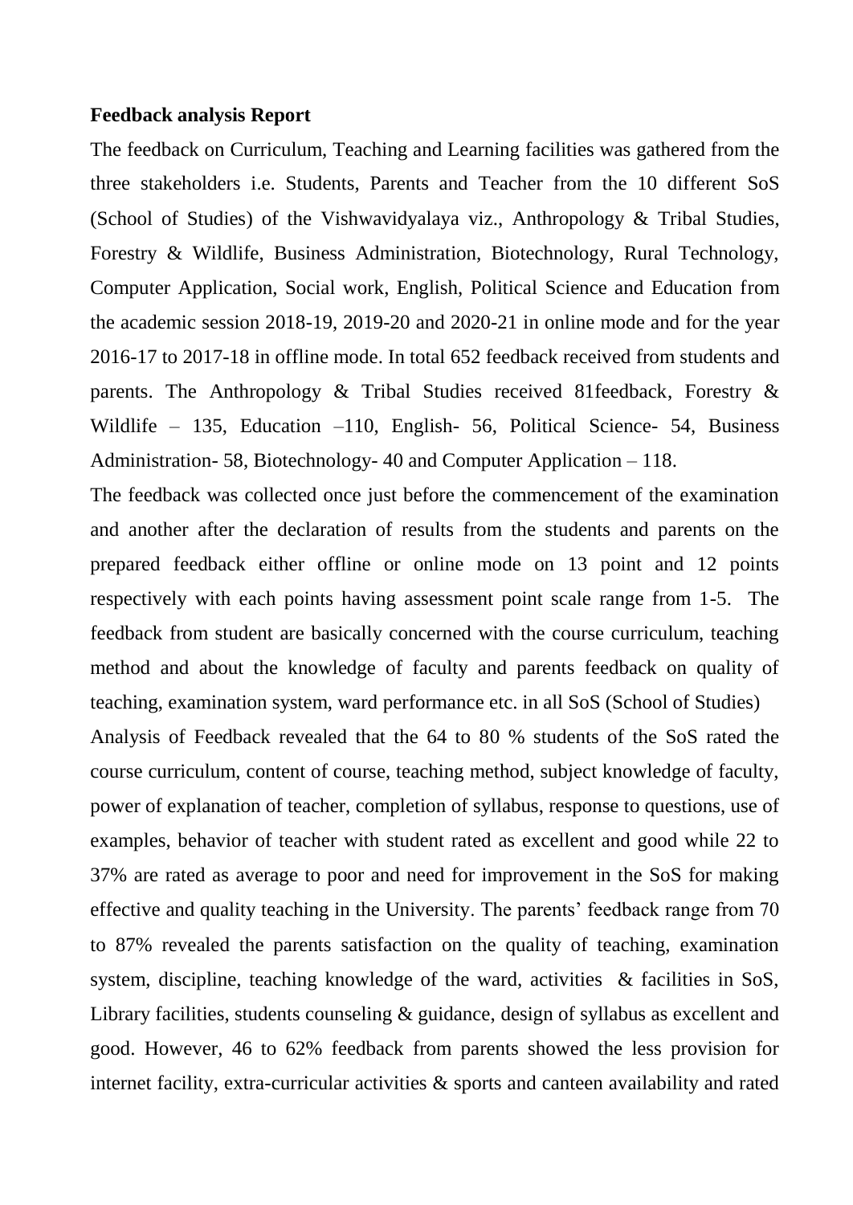**Feedback analysis Report**

The feedback on Curriculum, Teaching and Learning facilities was gathered from the three stakeholders i.e. Students, Parents and Teacher from the 10 different SoS (School of Studies) of the Vishwavidyalaya viz., Anthropology & Tribal Studies, Forestry & Wildlife, Business Administration, Biotechnology, Rural Technology, Computer Application, Social work, English, Political Science and Education from the academic session 2018-19, 2019-20 and 2020-21 in online mode and for the year 2016-17 to 2017-18 in offline mode. In total 652 feedback received from students and parents. The Anthropology & Tribal Studies received 81feedback, Forestry & Wildlife – 135, Education –110, English- 56, Political Science- 54, Business Administration- 58, Biotechnology- 40 and Computer Application – 118.

The feedback was collected once just before the commencement of the examination and another after the declaration of results from the students and parents on the prepared feedback either offline or online mode on 13 point and 12 points respectively with each points having assessment point scale range from 1-5. The feedback from student are basically concerned with the course curriculum, teaching method and about the knowledge of faculty and parents feedback on quality of teaching, examination system, ward performance etc. in all SoS (School of Studies)

Analysis of Feedback revealed that the 64 to 80 % students of the SoS rated the course curriculum, content of course, teaching method, subject knowledge of faculty, power of explanation of teacher, completion of syllabus, response to questions, use of examples, behavior of teacher with student rated as excellent and good while 22 to 37% are rated as average to poor and need for improvement in the SoS for making effective and quality teaching in the University. The parents' feedback range from 70 to 87% revealed the parents satisfaction on the quality of teaching, examination system, discipline, teaching knowledge of the ward, activities & facilities in SoS, Library facilities, students counseling & guidance, design of syllabus as excellent and good. However, 46 to 62% feedback from parents showed the less provision for internet facility, extra-curricular activities & sports and canteen availability and rated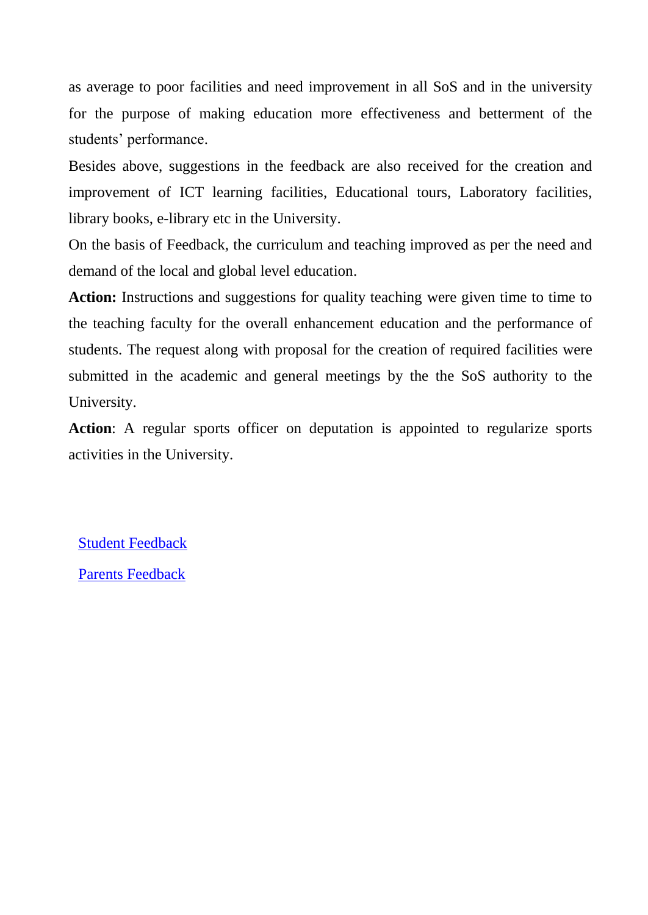as average to poor facilities and need improvement in all SoS and in the university for the purpose of making education more effectiveness and betterment of the students' performance.

Besides above, suggestions in the feedback are also received for the creation and improvement of ICT learning facilities, Educational tours, Laboratory facilities, library books, e-library etc in the University.

On the basis of Feedback, the curriculum and teaching improved as per the need and demand of the local and global level education.

**Action:** Instructions and suggestions for quality teaching were given time to time to the teaching faculty for the overall enhancement education and the performance of students. The request along with proposal for the creation of required facilities were submitted in the academic and general meetings by the the SoS authority to the University.

**Action**: A regular sports officer on deputation is appointed to regularize sports activities in the University.

Student Feedback

Parents Feedback